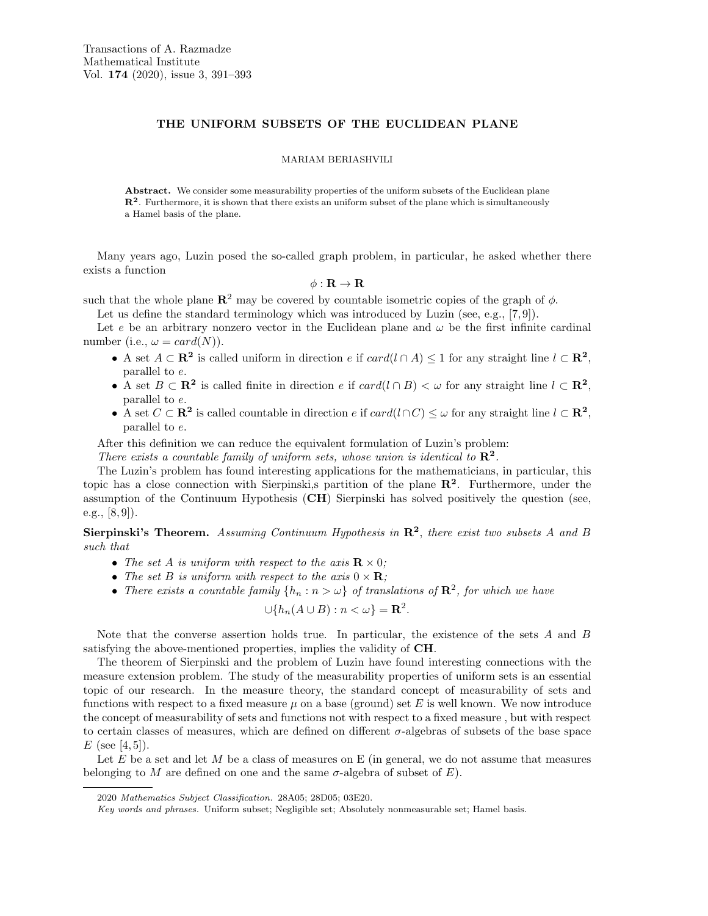# THE UNIFORM SUBSETS OF THE EUCLIDEAN PLANE

MARIAM BERIASHVILI

**Abstract.** We consider some measurability properties of the uniform subsets of the Euclidean plane $\mathbf{R^2}$. Furthermore, it is shown that there exists an uniform subset of the plane which is simultaneously a Hamel basis of the plane.

Many years ago, Luzin posed the so-called graph problem, in particular, he asked whether there exists a function

$$\phi : \mathbf{R} \to \mathbf{R}$$

such that the whole plane $\mathbf{R}^2$ may be covered by countable isometric copies of the graph of $\phi$.

Let us define the standard terminology which was introduced by Luzin (see, e.g., [7,9]).

Let $e$ be an arbitrary nonzero vector in the Euclidean plane and $\omega$ be the first infinite cardinal number (i.e., $\omega = card(N)$).

- A set $A \subset \mathbf{R^2}$ is called uniform in direction $e$ if $card(l \cap A) \leq 1$ for any straight line $l \subset \mathbf{R^2}$, parallel to $e$.
- A set $B \subset \mathbf{R^2}$ is called finite in direction $e$ if $card(l \cap B) < \omega$ for any straight line $l \subset \mathbf{R^2}$, parallel to $e$.
- A set $C \subset \mathbf{R^2}$ is called countable in direction $e$ if $card(l \cap C) \leq \omega$ for any straight line $l \subset \mathbf{R^2}$, parallel to $e$.

After this definition we can reduce the equivalent formulation of Luzin's problem:

*There exists a countable family of uniform sets, whose union is identical to* $\mathbf{R^2}$.

The Luzin's problem has found interesting applications for the mathematicians, in particular, this topic has a close connection with Sierpinski,s partition of the plane $\mathbf{R^2}$. Furthermore, under the assumption of the Continuum Hypothesis (**CH**) Sierpinski has solved positively the question (see, e.g., [8,9]).

**Sierpinski's Theorem.** *Assuming Continuum Hypothesis in* $\mathbf{R^2}$, *there exist two subsets A and B such that*

- *The set A is uniform with respect to the axis* $\mathbf{R} \times 0$*;*
- *The set B is uniform with respect to the axis* $0 \times \mathbf{R}$*;*
- *There exists a countable family* $\{h_n : n > \omega\}$ *of translations of* $\mathbf{R}^2$*, for which we have*

$$\cup\{h_n(A \cup B) : n < \omega\} = \mathbf{R}^2.$$

Note that the converse assertion holds true. In particular, the existence of the sets $A$ and $B$ satisfying the above-mentioned properties, implies the validity of **CH**.

The theorem of Sierpinski and the problem of Luzin have found interesting connections with the measure extension problem. The study of the measurability properties of uniform sets is an essential topic of our research. In the measure theory, the standard concept of measurability of sets and functions with respect to a fixed measure $\mu$ on a base (ground) set $E$ is well known. We now introduce the concept of measurability of sets and functions not with respect to a fixed measure , but with respect to certain classes of measures, which are defined on different $\sigma$-algebras of subsets of the base space $E$ (see [4,5]).

Let $E$ be a set and let $M$ be a class of measures on E (in general, we do not assume that measures belonging to $M$ are defined on one and the same $\sigma$-algebra of subset of $E$).

---

2020 *Mathematics Subject Classification.* 28A05; 28D05; 03E20.

*Key words and phrases.* Uniform subset; Negligible set; Absolutely nonmeasurable set; Hamel basis.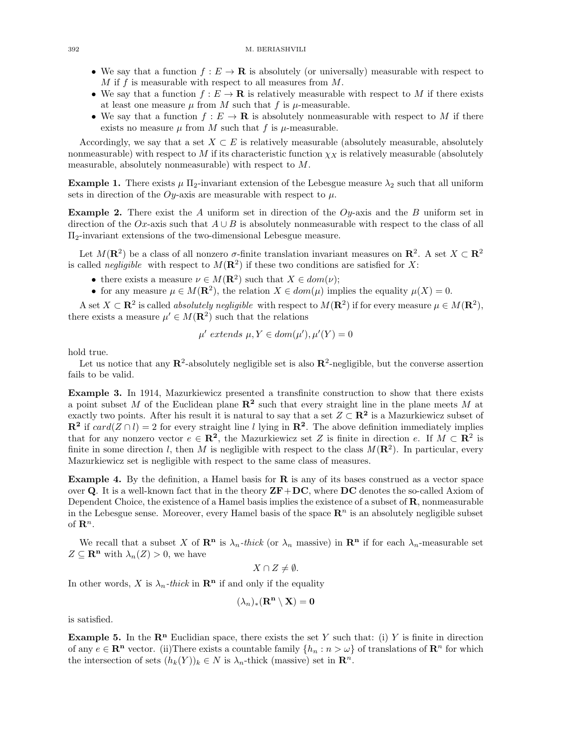- We say that a function $f : E \to \mathbf{R}$ is absolutely (or universally) measurable with respect to $M$ if $f$ is measurable with respect to all measures from $M$.
- We say that a function $f : E \to \mathbf{R}$ is relatively measurable with respect to $M$ if there exists at least one measure $\mu$ from $M$ such that $f$ is $\mu$-measurable.
- We say that a function $f : E \to \mathbf{R}$ is absolutely nonmeasurable with respect to $M$ if there exists no measure $\mu$ from $M$ such that $f$ is $\mu$-measurable.

Accordingly, we say that a set $X \subset E$ is relatively measurable (absolutely measurable, absolutely nonmeasurable) with respect to $M$ if its characteristic function $\chi_X$ is relatively measurable (absolutely measurable, absolutely nonmeasurable) with respect to $M$.

**Example 1.** There exists $\mu$ $\Pi_2$-invariant extension of the Lebesgue measure $\lambda_2$ such that all uniform sets in direction of the $Oy$-axis are measurable with respect to $\mu$.

**Example 2.** There exist the $A$ uniform set in direction of the $Oy$-axis and the $B$ uniform set in direction of the $Ox$-axis such that $A \cup B$ is absolutely nonmeasurable with respect to the class of all $\Pi_2$-invariant extensions of the two-dimensional Lebesgue measure.

Let $M(\mathbf{R}^2)$ be a class of all nonzero $\sigma$-finite translation invariant measures on $\mathbf{R}^2$. A set $X \subset \mathbf{R}^2$ is called *negligible* with respect to $M(\mathbf{R}^2)$ if these two conditions are satisfied for $X$:

- there exists a measure $\nu \in M(\mathbf{R}^2)$ such that $X \in dom(\nu)$;
- for any measure $\mu \in M(\mathbf{R}^2)$, the relation $X \in dom(\mu)$ implies the equality $\mu(X) = 0$.

A set $X \subset \mathbf{R}^2$ is called *absolutely negligible* with respect to $M(\mathbf{R}^2)$ if for every measure $\mu \in M(\mathbf{R}^2)$, there exists a measure $\mu' \in M(\mathbf{R}^2)$ such that the relations

$$\mu' \ extends \ \mu, Y \in dom(\mu'), \mu'(Y) = 0$$

hold true.

Let us notice that any $\mathbf{R}^2$-absolutely negligible set is also $\mathbf{R}^2$-negligible, but the converse assertion fails to be valid.

**Example 3.** In 1914, Mazurkiewicz presented a transfinite construction to show that there exists a point subset $M$ of the Euclidean plane $\mathbf{R^2}$ such that every straight line in the plane meets $M$ at exactly two points. After his result it is natural to say that a set $Z \subset \mathbf{R^2}$ is a Mazurkiewicz subset of $\mathbf{R^2}$ if $card(Z \cap l) = 2$ for every straight line $l$ lying in $\mathbf{R^2}$. The above definition immediately implies that for any nonzero vector $e \in \mathbf{R^2}$, the Mazurkiewicz set $Z$ is finite in direction $e$. If $M \subset \mathbf{R^2}$ is finite in some direction $l$, then $M$ is negligible with respect to the class $M(\mathbf{R}^2)$. In particular, every Mazurkiewicz set is negligible with respect to the same class of measures.

**Example 4.** By the definition, a Hamel basis for $\mathbf{R}$ is any of its bases construed as a vector space over $\mathbf{Q}$. It is a well-known fact that in the theory $\mathbf{ZF}+\mathbf{DC}$, where $\mathbf{DC}$ denotes the so-called Axiom of Dependent Choice, the existence of a Hamel basis implies the existence of a subset of $\mathbf{R}$, nonmeasurable in the Lebesgue sense. Moreover, every Hamel basis of the space $\mathbf{R}^n$ is an absolutely negligible subset of $\mathbf{R}^n$.

We recall that a subset $X$ of $\mathbf{R^n}$ is $\lambda_n$-*thick* (or $\lambda_n$ massive) in $\mathbf{R^n}$ if for each $\lambda_n$-measurable set $Z \subseteq \mathbf{R^n}$ with $\lambda_n(Z) > 0$, we have

$$X \cap Z \neq \emptyset.$$

In other words, $X$ is $\lambda_n$-*thick* in $\mathbf{R^n}$ if and only if the equality

$$(\lambda_n)_*(\mathbf{R^n} \setminus \mathbf{X}) = \mathbf{0}$$

is satisfied.

**Example 5.** In the $\mathbf{R^n}$ Euclidian space, there exists the set $Y$ such that: (i) $Y$ is finite in direction of any $e \in \mathbf{R^n}$ vector. (ii)There exists a countable family $\{h_n : n > \omega\}$ of translations of $\mathbf{R}^n$ for which the intersection of sets $(h_k(Y))_k \in N$ is $\lambda_n$-thick (massive) set in $\mathbf{R}^n$.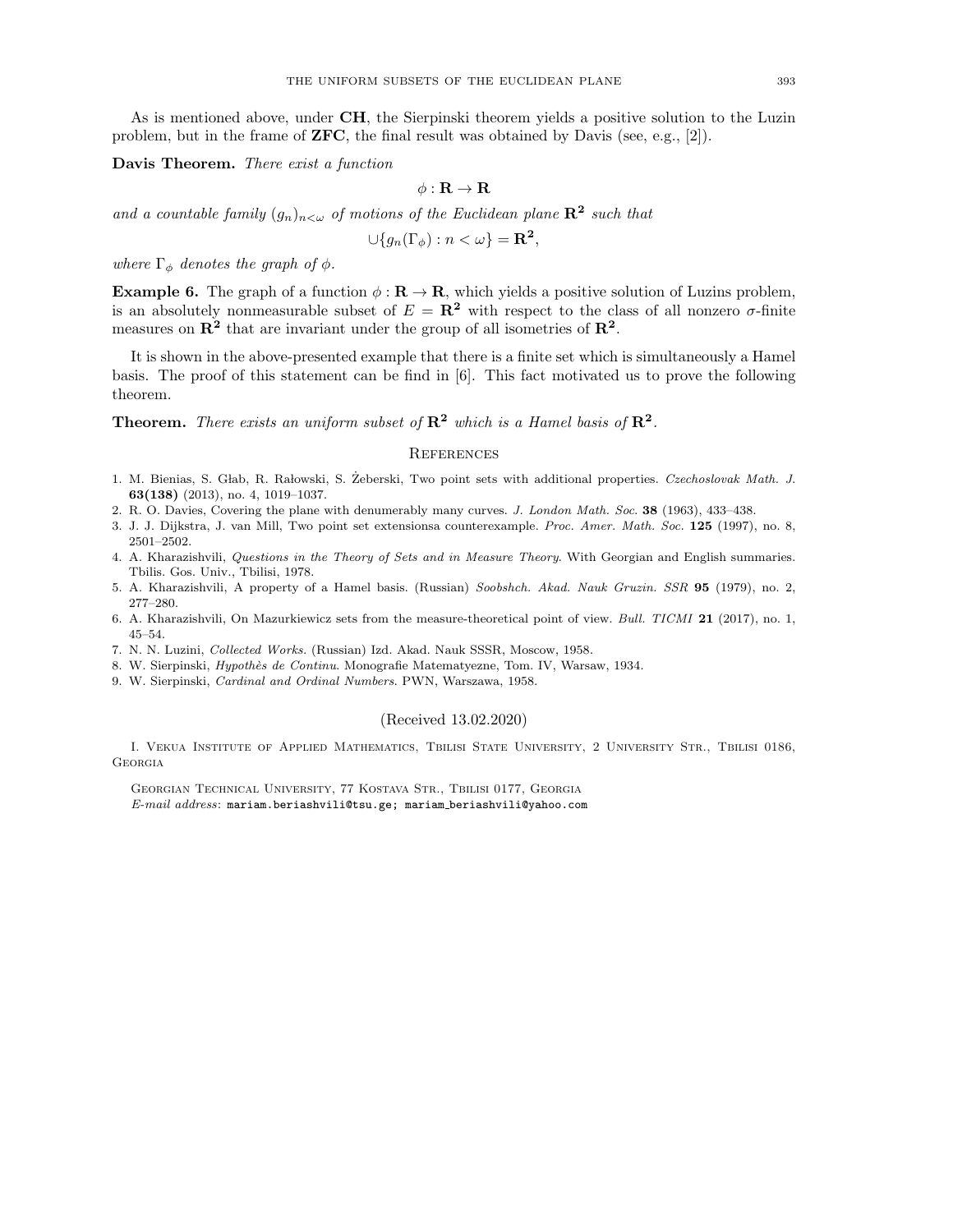As is mentioned above, under **CH**, the Sierpinski theorem yields a positive solution to the Luzin problem, but in the frame of **ZFC**, the final result was obtained by Davis (see, e.g., [2]).

**Davis Theorem.** *There exist a function*

$$\phi : \mathbf{R} \to \mathbf{R}$$

*and a countable family* $(g_n)_{n<\omega}$ *of motions of the Euclidean plane* $\mathbf{R^2}$ *such that*

$$\cup\{g_n(\Gamma_\phi) : n < \omega\} = \mathbf{R^2},$$

*where* $\Gamma_\phi$ *denotes the graph of* $\phi$.

**Example 6.** The graph of a function $\phi : \mathbf{R} \to \mathbf{R}$, which yields a positive solution of Luzins problem, is an absolutely nonmeasurable subset of $E = \mathbf{R^2}$ with respect to the class of all nonzero $\sigma$-finite measures on $\mathbf{R^2}$ that are invariant under the group of all isometries of $\mathbf{R^2}$.

It is shown in the above-presented example that there is a finite set which is simultaneously a Hamel basis. The proof of this statement can be find in [6]. This fact motivated us to prove the following theorem.

**Theorem.** *There exists an uniform subset of* $\mathbf{R^2}$ *which is a Hamel basis of* $\mathbf{R^2}$.

## References

1. M. Bienias, S. Głab, R. Rałowski, S. Żeberski, Two point sets with additional properties. *Czechoslovak Math. J.* **63(138)** (2013), no. 4, 1019–1037.
2. R. O. Davies, Covering the plane with denumerably many curves. *J. London Math. Soc.* **38** (1963), 433–438.
3. J. J. Dijkstra, J. van Mill, Two point set extensionsa counterexample. *Proc. Amer. Math. Soc.* **125** (1997), no. 8, 2501–2502.
4. A. Kharazishvili, *Questions in the Theory of Sets and in Measure Theory.* With Georgian and English summaries. Tbilis. Gos. Univ., Tbilisi, 1978.
5. A. Kharazishvili, A property of a Hamel basis. (Russian) *Soobshch. Akad. Nauk Gruzin. SSR* **95** (1979), no. 2, 277–280.
6. A. Kharazishvili, On Mazurkiewicz sets from the measure-theoretical point of view. *Bull. TICMI* **21** (2017), no. 1, 45–54.
7. N. N. Luzini, *Collected Works.* (Russian) Izd. Akad. Nauk SSSR, Moscow, 1958.
8. W. Sierpinski, *Hypothès de Continu.* Monografie Matematyezne, Tom. IV, Warsaw, 1934.
9. W. Sierpinski, *Cardinal and Ordinal Numbers.* PWN, Warszawa, 1958.

(Received 13.02.2020)

I. Vekua Institute of Applied Mathematics, Tbilisi State University, 2 University Str., Tbilisi 0186, Georgia

Georgian Technical University, 77 Kostava Str., Tbilisi 0177, Georgia

*E-mail address*: mariam.beriashvili@tsu.ge; mariam_beriashvili@yahoo.com